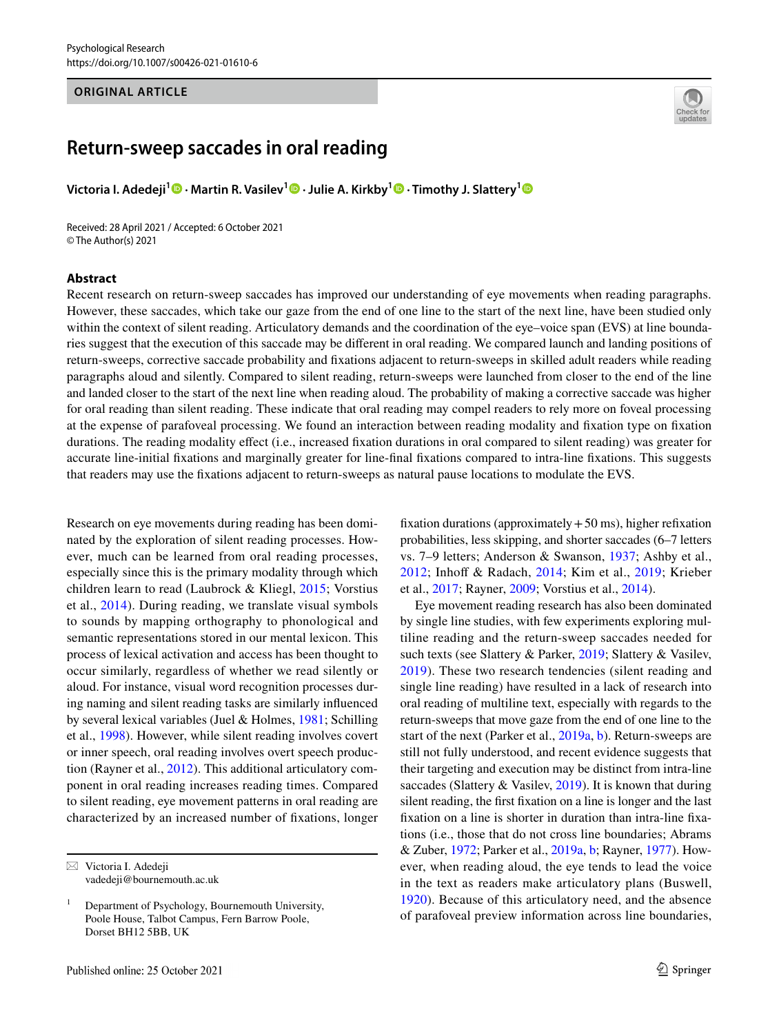ORIGINAL ARTICLE

# Return-sweep saccades in oral reading

**Victoria I. Adedeji[1] · Martin R. Vasilev[1] · Julie A. Kirkby[1] · Timothy J. Slattery[1]**

Received: 28 April 2021 / Accepted: 6 October 2021
© The Author(s) 2021

## Abstract

Recent research on return-sweep saccades has improved our understanding of eye movements when reading paragraphs. However, these saccades, which take our gaze from the end of one line to the start of the next line, have been studied only within the context of silent reading. Articulatory demands and the coordination of the eye–voice span (EVS) at line boundaries suggest that the execution of this saccade may be different in oral reading. We compared launch and landing positions of return-sweeps, corrective saccade probability and fixations adjacent to return-sweeps in skilled adult readers while reading paragraphs aloud and silently. Compared to silent reading, return-sweeps were launched from closer to the end of the line and landed closer to the start of the next line when reading aloud. The probability of making a corrective saccade was higher for oral reading than silent reading. These indicate that oral reading may compel readers to rely more on foveal processing at the expense of parafoveal processing. We found an interaction between reading modality and fixation type on fixation durations. The reading modality effect (i.e., increased fixation durations in oral compared to silent reading) was greater for accurate line-initial fixations and marginally greater for line-final fixations compared to intra-line fixations. This suggests that readers may use the fixations adjacent to return-sweeps as natural pause locations to modulate the EVS.

Research on eye movements during reading has been dominated by the exploration of silent reading processes. However, much can be learned from oral reading processes, especially since this is the primary modality through which children learn to read (Laubrock & Kliegl, 2015; Vorstius et al., 2014). During reading, we translate visual symbols to sounds by mapping orthography to phonological and semantic representations stored in our mental lexicon. This process of lexical activation and access has been thought to occur similarly, regardless of whether we read silently or aloud. For instance, visual word recognition processes during naming and silent reading tasks are similarly influenced by several lexical variables (Juel & Holmes, 1981; Schilling et al., 1998). However, while silent reading involves covert or inner speech, oral reading involves overt speech production (Rayner et al., 2012). This additional articulatory component in oral reading increases reading times. Compared to silent reading, eye movement patterns in oral reading are characterized by an increased number of fixations, longer fixation durations (approximately + 50 ms), higher refixation probabilities, less skipping, and shorter saccades (6–7 letters vs. 7–9 letters; Anderson & Swanson, 1937; Ashby et al., 2012; Inhoff & Radach, 2014; Kim et al., 2019; Krieber et al., 2017; Rayner, 2009; Vorstius et al., 2014).

Eye movement reading research has also been dominated by single line studies, with few experiments exploring multiline reading and the return-sweep saccades needed for such texts (see Slattery & Parker, 2019; Slattery & Vasilev, 2019). These two research tendencies (silent reading and single line reading) have resulted in a lack of research into oral reading of multiline text, especially with regards to the return-sweeps that move gaze from the end of one line to the start of the next (Parker et al., 2019a, b). Return-sweeps are still not fully understood, and recent evidence suggests that their targeting and execution may be distinct from intra-line saccades (Slattery & Vasilev, 2019). It is known that during silent reading, the first fixation on a line is longer and the last fixation on a line is shorter in duration than intra-line fixations (i.e., those that do not cross line boundaries; Abrams & Zuber, 1972; Parker et al., 2019a, b; Rayner, 1977). However, when reading aloud, the eye tends to lead the voice in the text as readers make articulatory plans (Buswell, 1920). Because of this articulatory need, and the absence of parafoveal preview information across line boundaries,

---

✉ Victoria I. Adedeji
vadedeji@bournemouth.ac.uk

[1] Department of Psychology, Bournemouth University, Poole House, Talbot Campus, Fern Barrow Poole, Dorset BH12 5BB, UK

Published online: 25 October 2021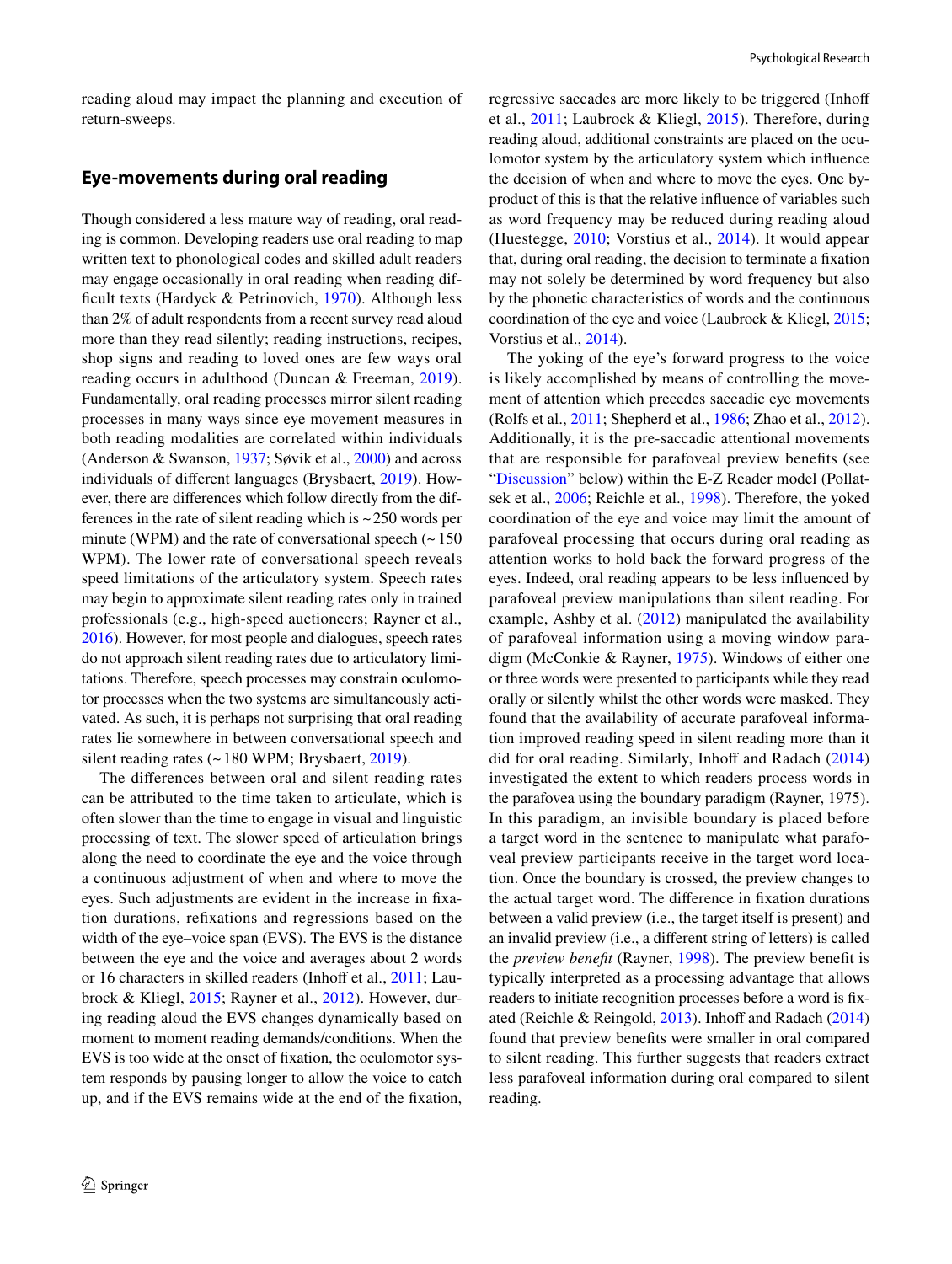reading aloud may impact the planning and execution of return-sweeps.

## Eye-movements during oral reading

Though considered a less mature way of reading, oral reading is common. Developing readers use oral reading to map written text to phonological codes and skilled adult readers may engage occasionally in oral reading when reading difficult texts (Hardyck & Petrinovich, 1970). Although less than 2% of adult respondents from a recent survey read aloud more than they read silently; reading instructions, recipes, shop signs and reading to loved ones are few ways oral reading occurs in adulthood (Duncan & Freeman, 2019). Fundamentally, oral reading processes mirror silent reading processes in many ways since eye movement measures in both reading modalities are correlated within individuals (Anderson & Swanson, 1937; Søvik et al., 2000) and across individuals of different languages (Brysbaert, 2019). However, there are differences which follow directly from the differences in the rate of silent reading which is ~250 words per minute (WPM) and the rate of conversational speech (~150 WPM). The lower rate of conversational speech reveals speed limitations of the articulatory system. Speech rates may begin to approximate silent reading rates only in trained professionals (e.g., high-speed auctioneers; Rayner et al., 2016). However, for most people and dialogues, speech rates do not approach silent reading rates due to articulatory limitations. Therefore, speech processes may constrain oculomotor processes when the two systems are simultaneously activated. As such, it is perhaps not surprising that oral reading rates lie somewhere in between conversational speech and silent reading rates (~180 WPM; Brysbaert, 2019).

The differences between oral and silent reading rates can be attributed to the time taken to articulate, which is often slower than the time to engage in visual and linguistic processing of text. The slower speed of articulation brings along the need to coordinate the eye and the voice through a continuous adjustment of when and where to move the eyes. Such adjustments are evident in the increase in fixation durations, refixations and regressions based on the width of the eye–voice span (EVS). The EVS is the distance between the eye and the voice and averages about 2 words or 16 characters in skilled readers (Inhoff et al., 2011; Laubrock & Kliegl, 2015; Rayner et al., 2012). However, during reading aloud the EVS changes dynamically based on moment to moment reading demands/conditions. When the EVS is too wide at the onset of fixation, the oculomotor system responds by pausing longer to allow the voice to catch up, and if the EVS remains wide at the end of the fixation, regressive saccades are more likely to be triggered (Inhoff et al., 2011; Laubrock & Kliegl, 2015). Therefore, during reading aloud, additional constraints are placed on the oculomotor system by the articulatory system which influence the decision of when and where to move the eyes. One byproduct of this is that the relative influence of variables such as word frequency may be reduced during reading aloud (Huestegge, 2010; Vorstius et al., 2014). It would appear that, during oral reading, the decision to terminate a fixation may not solely be determined by word frequency but also by the phonetic characteristics of words and the continuous coordination of the eye and voice (Laubrock & Kliegl, 2015; Vorstius et al., 2014).

The yoking of the eye's forward progress to the voice is likely accomplished by means of controlling the movement of attention which precedes saccadic eye movements (Rolfs et al., 2011; Shepherd et al., 1986; Zhao et al., 2012). Additionally, it is the pre-saccadic attentional movements that are responsible for parafoveal preview benefits (see "Discussion" below) within the E-Z Reader model (Pollatsek et al., 2006; Reichle et al., 1998). Therefore, the yoked coordination of the eye and voice may limit the amount of parafoveal processing that occurs during oral reading as attention works to hold back the forward progress of the eyes. Indeed, oral reading appears to be less influenced by parafoveal preview manipulations than silent reading. For example, Ashby et al. (2012) manipulated the availability of parafoveal information using a moving window paradigm (McConkie & Rayner, 1975). Windows of either one or three words were presented to participants while they read orally or silently whilst the other words were masked. They found that the availability of accurate parafoveal information improved reading speed in silent reading more than it did for oral reading. Similarly, Inhoff and Radach (2014) investigated the extent to which readers process words in the parafovea using the boundary paradigm (Rayner, 1975). In this paradigm, an invisible boundary is placed before a target word in the sentence to manipulate what parafoveal preview participants receive in the target word location. Once the boundary is crossed, the preview changes to the actual target word. The difference in fixation durations between a valid preview (i.e., the target itself is present) and an invalid preview (i.e., a different string of letters) is called the *preview benefit* (Rayner, 1998). The preview benefit is typically interpreted as a processing advantage that allows readers to initiate recognition processes before a word is fixated (Reichle & Reingold, 2013). Inhoff and Radach (2014) found that preview benefits were smaller in oral compared to silent reading. This further suggests that readers extract less parafoveal information during oral compared to silent reading.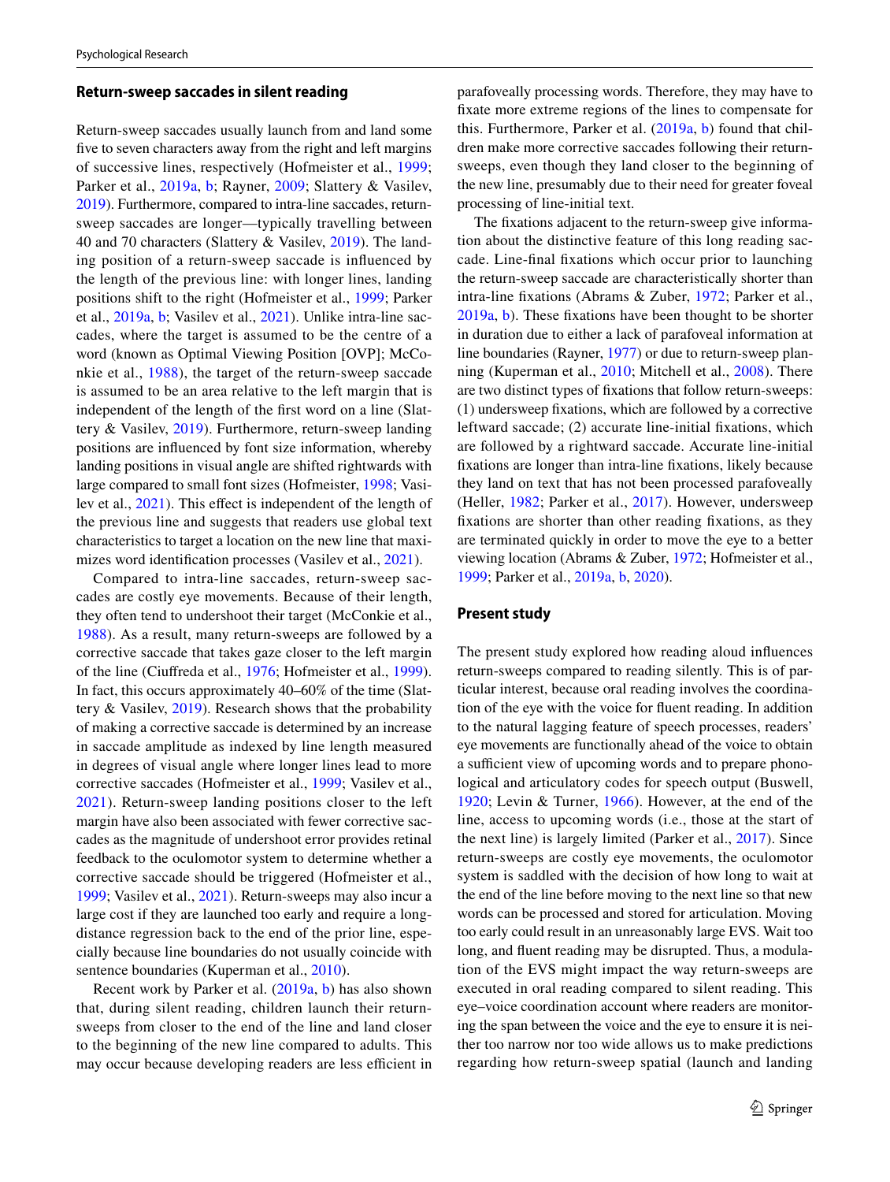### Return-sweep saccades in silent reading

Return-sweep saccades usually launch from and land some five to seven characters away from the right and left margins of successive lines, respectively (Hofmeister et al., 1999; Parker et al., 2019a, b; Rayner, 2009; Slattery & Vasilev, 2019). Furthermore, compared to intra-line saccades, return-sweep saccades are longer—typically travelling between 40 and 70 characters (Slattery & Vasilev, 2019). The landing position of a return-sweep saccade is influenced by the length of the previous line: with longer lines, landing positions shift to the right (Hofmeister et al., 1999; Parker et al., 2019a, b; Vasilev et al., 2021). Unlike intra-line saccades, where the target is assumed to be the centre of a word (known as Optimal Viewing Position [OVP]; McConkie et al., 1988), the target of the return-sweep saccade is assumed to be an area relative to the left margin that is independent of the length of the first word on a line (Slattery & Vasilev, 2019). Furthermore, return-sweep landing positions are influenced by font size information, whereby landing positions in visual angle are shifted rightwards with large compared to small font sizes (Hofmeister, 1998; Vasilev et al., 2021). This effect is independent of the length of the previous line and suggests that readers use global text characteristics to target a location on the new line that maximizes word identification processes (Vasilev et al., 2021).

Compared to intra-line saccades, return-sweep saccades are costly eye movements. Because of their length, they often tend to undershoot their target (McConkie et al., 1988). As a result, many return-sweeps are followed by a corrective saccade that takes gaze closer to the left margin of the line (Ciuffreda et al., 1976; Hofmeister et al., 1999). In fact, this occurs approximately 40–60% of the time (Slattery & Vasilev, 2019). Research shows that the probability of making a corrective saccade is determined by an increase in saccade amplitude as indexed by line length measured in degrees of visual angle where longer lines lead to more corrective saccades (Hofmeister et al., 1999; Vasilev et al., 2021). Return-sweep landing positions closer to the left margin have also been associated with fewer corrective saccades as the magnitude of undershoot error provides retinal feedback to the oculomotor system to determine whether a corrective saccade should be triggered (Hofmeister et al., 1999; Vasilev et al., 2021). Return-sweeps may also incur a large cost if they are launched too early and require a long-distance regression back to the end of the prior line, especially because line boundaries do not usually coincide with sentence boundaries (Kuperman et al., 2010).

Recent work by Parker et al. (2019a, b) has also shown that, during silent reading, children launch their return-sweeps from closer to the end of the line and land closer to the beginning of the new line compared to adults. This may occur because developing readers are less efficient in parafoveally processing words. Therefore, they may have to fixate more extreme regions of the lines to compensate for this. Furthermore, Parker et al. (2019a, b) found that children make more corrective saccades following their return-sweeps, even though they land closer to the beginning of the new line, presumably due to their need for greater foveal processing of line-initial text.

The fixations adjacent to the return-sweep give information about the distinctive feature of this long reading saccade. Line-final fixations which occur prior to launching the return-sweep saccade are characteristically shorter than intra-line fixations (Abrams & Zuber, 1972; Parker et al., 2019a, b). These fixations have been thought to be shorter in duration due to either a lack of parafoveal information at line boundaries (Rayner, 1977) or due to return-sweep planning (Kuperman et al., 2010; Mitchell et al., 2008). There are two distinct types of fixations that follow return-sweeps: (1) undersweep fixations, which are followed by a corrective leftward saccade; (2) accurate line-initial fixations, which are followed by a rightward saccade. Accurate line-initial fixations are longer than intra-line fixations, likely because they land on text that has not been processed parafoveally (Heller, 1982; Parker et al., 2017). However, undersweep fixations are shorter than other reading fixations, as they are terminated quickly in order to move the eye to a better viewing location (Abrams & Zuber, 1972; Hofmeister et al., 1999; Parker et al., 2019a, b, 2020).

### Present study

The present study explored how reading aloud influences return-sweeps compared to reading silently. This is of particular interest, because oral reading involves the coordination of the eye with the voice for fluent reading. In addition to the natural lagging feature of speech processes, readers' eye movements are functionally ahead of the voice to obtain a sufficient view of upcoming words and to prepare phonological and articulatory codes for speech output (Buswell, 1920; Levin & Turner, 1966). However, at the end of the line, access to upcoming words (i.e., those at the start of the next line) is largely limited (Parker et al., 2017). Since return-sweeps are costly eye movements, the oculomotor system is saddled with the decision of how long to wait at the end of the line before moving to the next line so that new words can be processed and stored for articulation. Moving too early could result in an unreasonably large EVS. Wait too long, and fluent reading may be disrupted. Thus, a modulation of the EVS might impact the way return-sweeps are executed in oral reading compared to silent reading. This eye–voice coordination account where readers are monitoring the span between the voice and the eye to ensure it is neither too narrow nor too wide allows us to make predictions regarding how return-sweep spatial (launch and landing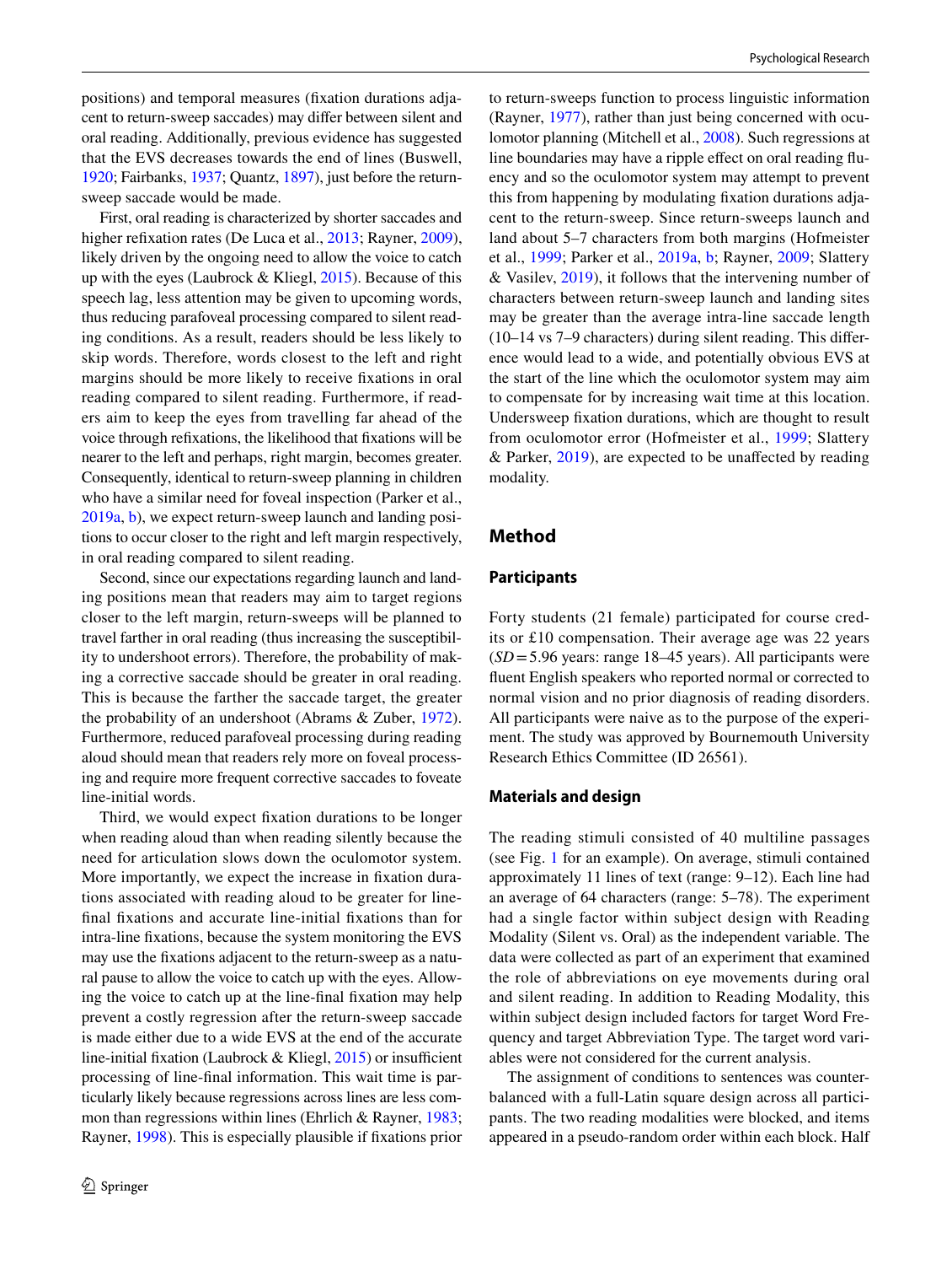positions) and temporal measures (fixation durations adjacent to return-sweep saccades) may differ between silent and oral reading. Additionally, previous evidence has suggested that the EVS decreases towards the end of lines (Buswell, 1920; Fairbanks, 1937; Quantz, 1897), just before the return-sweep saccade would be made.

First, oral reading is characterized by shorter saccades and higher refixation rates (De Luca et al., 2013; Rayner, 2009), likely driven by the ongoing need to allow the voice to catch up with the eyes (Laubrock & Kliegl, 2015). Because of this speech lag, less attention may be given to upcoming words, thus reducing parafoveal processing compared to silent reading conditions. As a result, readers should be less likely to skip words. Therefore, words closest to the left and right margins should be more likely to receive fixations in oral reading compared to silent reading. Furthermore, if readers aim to keep the eyes from travelling far ahead of the voice through refixations, the likelihood that fixations will be nearer to the left and perhaps, right margin, becomes greater. Consequently, identical to return-sweep planning in children who have a similar need for foveal inspection (Parker et al., 2019a, b), we expect return-sweep launch and landing positions to occur closer to the right and left margin respectively, in oral reading compared to silent reading.

Second, since our expectations regarding launch and landing positions mean that readers may aim to target regions closer to the left margin, return-sweeps will be planned to travel farther in oral reading (thus increasing the susceptibility to undershoot errors). Therefore, the probability of making a corrective saccade should be greater in oral reading. This is because the farther the saccade target, the greater the probability of an undershoot (Abrams & Zuber, 1972). Furthermore, reduced parafoveal processing during reading aloud should mean that readers rely more on foveal processing and require more frequent corrective saccades to foveate line-initial words.

Third, we would expect fixation durations to be longer when reading aloud than when reading silently because the need for articulation slows down the oculomotor system. More importantly, we expect the increase in fixation durations associated with reading aloud to be greater for line-final fixations and accurate line-initial fixations than for intra-line fixations, because the system monitoring the EVS may use the fixations adjacent to the return-sweep as a natural pause to allow the voice to catch up with the eyes. Allowing the voice to catch up at the line-final fixation may help prevent a costly regression after the return-sweep is made either due to a wide EVS at the end of the accurate line-initial fixation (Laubrock & Kliegl, 2015) or insufficient processing of line-final information. This wait time is particularly likely because regressions across lines are less common than regressions within lines (Ehrlich & Rayner, 1983; Rayner, 1998). This is especially plausible if fixations prior to return-sweeps function to process linguistic information (Rayner, 1977), rather than just being concerned with oculomotor planning (Mitchell et al., 2008). Such regressions at line boundaries may have a ripple effect on oral reading fluency and so the oculomotor system may attempt to prevent this from happening by modulating fixation durations adjacent to the return-sweep. Since return-sweeps launch and land about 5–7 characters from both margins (Hofmeister et al., 1999; Parker et al., 2019a, b; Rayner, 2009; Slattery & Vasilev, 2019), it follows that the intervening number of characters between return-sweep launch and landing sites may be greater than the average intra-line saccade length (10–14 vs 7–9 characters) during silent reading. This difference would lead to a wide, and potentially obvious EVS at the start of the line which the oculomotor system may aim to compensate for by increasing wait time at this location. Undersweep fixation durations, which are thought to result from oculomotor error (Hofmeister et al., 1999; Slattery & Parker, 2019), are expected to be unaffected by reading modality.

## Method

### Participants

Forty students (21 female) participated for course credits or £10 compensation. Their average age was 22 years ($SD = 5.96$ years: range 18–45 years). All participants were fluent English speakers who reported normal or corrected to normal vision and no prior diagnosis of reading disorders. All participants were naive as to the purpose of the experiment. The study was approved by Bournemouth University Research Ethics Committee (ID 26561).

### Materials and design

The reading stimuli consisted of 40 multiline passages (see Fig. 1 for an example). On average, stimuli contained approximately 11 lines of text (range: 9–12). Each line had an average of 64 characters (range: 5–78). The experiment had a single factor within subject design with Reading Modality (Silent vs. Oral) as the independent variable. The data were collected as part of an experiment that examined the role of abbreviations on eye movements during oral and silent reading. In addition to Reading Modality, this within subject design included factors for target Word Frequency and target Abbreviation Type. The target word variables were not considered for the current analysis.

The assignment of conditions to sentences was counterbalanced with a full-Latin square design across all participants. The two reading modalities were blocked, and items appeared in a pseudo-random order within each block. Half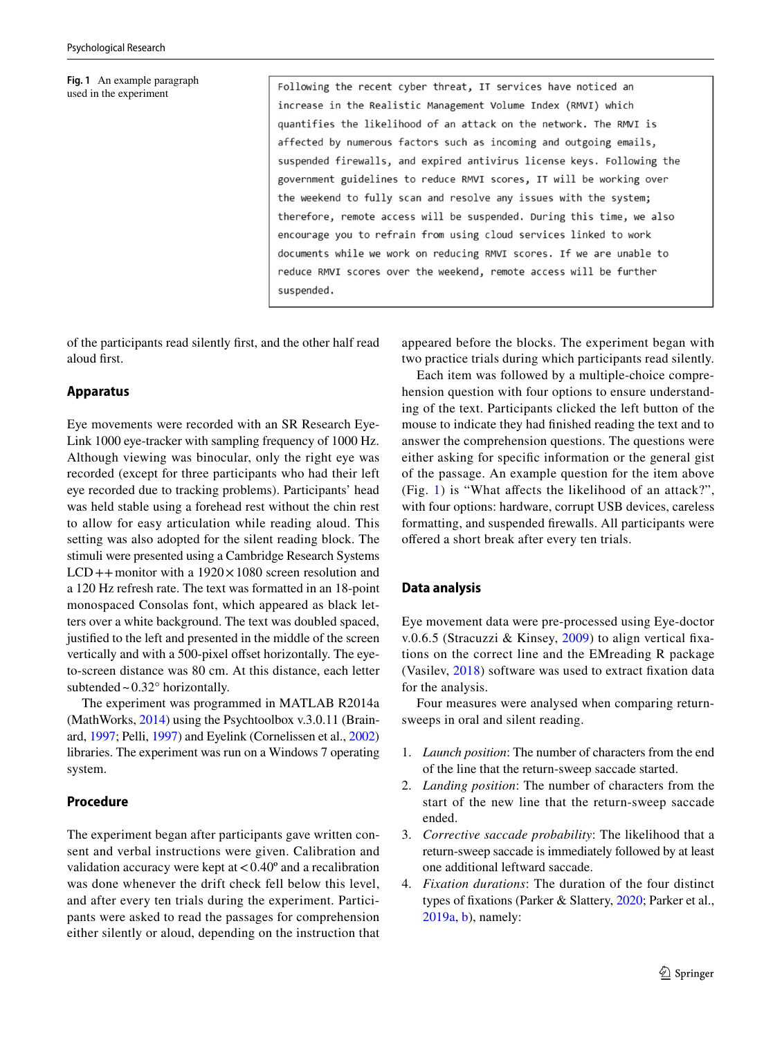**Fig. 1** An example paragraph used in the experiment

```
Following the recent cyber threat, IT services have noticed an
increase in the Realistic Management Volume Index (RMVI) which
quantifies the likelihood of an attack on the network. The RMVI is
affected by numerous factors such as incoming and outgoing emails,
suspended firewalls, and expired antivirus license keys. Following the
government guidelines to reduce RMVI scores, IT will be working over
the weekend to fully scan and resolve any issues with the system;
therefore, remote access will be suspended. During this time, we also
encourage you to refrain from using cloud services linked to work
documents while we work on reducing RMVI scores. If we are unable to
reduce RMVI scores over the weekend, remote access will be further
suspended.
```

of the participants read silently first, and the other half read aloud first.

### Apparatus

Eye movements were recorded with an SR Research Eye-Link 1000 eye-tracker with sampling frequency of 1000 Hz. Although viewing was binocular, only the right eye was recorded (except for three participants who had their left eye recorded due to tracking problems). Participants' head was held stable using a forehead rest without the chin rest to allow for easy articulation while reading aloud. This setting was also adopted for the silent reading block. The stimuli were presented using a Cambridge Research Systems LCD++ monitor with a 1920 × 1080 screen resolution and a 120 Hz refresh rate. The text was formatted in an 18-point monospaced Consolas font, which appeared as black letters over a white background. The text was doubled spaced, justified to the left and presented in the middle of the screen vertically and with a 500-pixel offset horizontally. The eye-to-screen distance was 80 cm. At this distance, each letter subtended ~ 0.32° horizontally.

The experiment was programmed in MATLAB R2014a (MathWorks, 2014) using the Psychtoolbox v.3.0.11 (Brainard, 1997; Pelli, 1997) and Eyelink (Cornelissen et al., 2002) libraries. The experiment was run on a Windows 7 operating system.

### Procedure

The experiment began after participants gave written consent and verbal instructions were given. Calibration and validation accuracy were kept at < 0.40º and a recalibration was done whenever the drift check fell below this level, and after every ten trials during the experiment. Participants were asked to read the passages for comprehension either silently or aloud, depending on the instruction that appeared before the blocks. The experiment began with two practice trials during which participants read silently.

Each item was followed by a multiple-choice comprehension question with four options to ensure understanding of the text. Participants clicked the left button of the mouse to indicate they had finished reading the text and to answer the comprehension questions. The questions were either asking for specific information or the general gist of the passage. An example question for the item above (Fig. 1) is "What affects the likelihood of an attack?", with four options: hardware, corrupt USB devices, careless formatting, and suspended firewalls. All participants were offered a short break after every ten trials.

### Data analysis

Eye movement data were pre-processed using Eye-doctor v.0.6.5 (Stracuzzi & Kinsey, 2009) to align vertical fixations on the correct line and the EMreading R package (Vasilev, 2018) software was used to extract fixation data for the analysis.

Four measures were analysed when comparing return-sweeps in oral and silent reading.

1. *Launch position*: The number of characters from the end of the line that the return-sweep saccade started.
2. *Landing position*: The number of characters from the start of the new line that the return-sweep saccade ended.
3. *Corrective saccade probability*: The likelihood that a return-sweep saccade is immediately followed by at least one additional leftward saccade.
4. *Fixation durations*: The duration of the four distinct types of fixations (Parker & Slattery, 2020; Parker et al., 2019a, b), namely: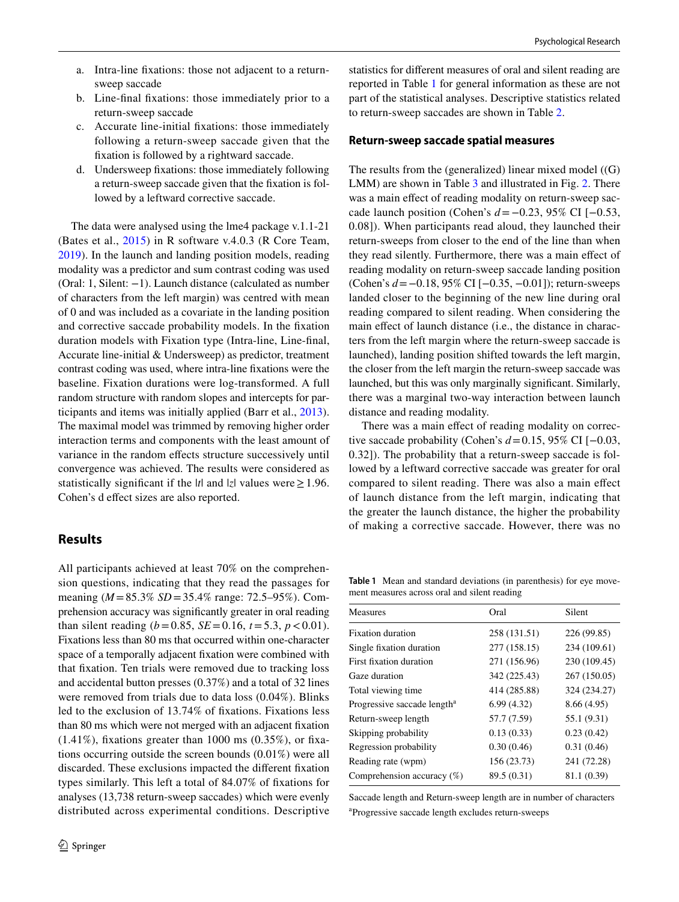a. Intra-line fixations: those not adjacent to a return-sweep saccade
b. Line-final fixations: those immediately prior to a return-sweep saccade
c. Accurate line-initial fixations: those immediately following a return-sweep saccade given that the fixation is followed by a rightward saccade.
d. Undersweep fixations: those immediately following a return-sweep saccade given that the fixation is followed by a leftward corrective saccade.

The data were analysed using the lme4 package v.1.1-21 (Bates et al., 2015) in R software v.4.0.3 (R Core Team, 2019). In the launch and landing position models, reading modality was a predictor and sum contrast coding was used (Oral: 1, Silent: −1). Launch distance (calculated as number of characters from the left margin) was centred with mean of 0 and was included as a covariate in the landing position and corrective saccade probability models. In the fixation duration models with Fixation type (Intra-line, Line-final, Accurate line-initial & Undersweep) as predictor, treatment contrast coding was used, where intra-line fixations were the baseline. Fixation durations were log-transformed. A full random structure with random slopes and intercepts for participants and items was initially applied (Barr et al., 2013). The maximal model was trimmed by removing higher order interaction terms and components with the least amount of variance in the random effects structure successively until convergence was achieved. The results were considered as statistically significant if the $|t|$ and $|z|$ values were $\geq 1.96$. Cohen's d effect sizes are also reported.

## Results

All participants achieved at least 70% on the comprehension questions, indicating that they read the passages for meaning ($M = 85.3\%$ $SD = 35.4\%$ range: 72.5–95%). Comprehension accuracy was significantly greater in oral reading than silent reading ($b = 0.85$, $SE = 0.16$, $t = 5.3$, $p < 0.01$). Fixations less than 80 ms that occurred within one-character space of a temporally adjacent fixation were combined with that fixation. Ten trials were removed due to tracking loss and accidental button presses (0.37%) and a total of 32 lines were removed from trials due to data loss (0.04%). Blinks led to the exclusion of 13.74% of fixations. Fixations less than 80 ms which were not merged with an adjacent fixation (1.41%), fixations greater than 1000 ms (0.35%), or fixations occurring outside the screen bounds (0.01%) were all discarded. These exclusions impacted the different fixation types similarly. This left a total of 84.07% of fixations for analyses (13,738 return-sweep saccades) which were evenly distributed across experimental conditions. Descriptive statistics for different measures of oral and silent reading are reported in Table 1 for general information as these are not part of the statistical analyses. Descriptive statistics related to return-sweep saccades are shown in Table 2.

### Return-sweep saccade spatial measures

The results from the (generalized) linear mixed model ((G)LMM) are shown in Table 3 and illustrated in Fig. 2. There was a main effect of reading modality on return-sweep saccade launch position (Cohen's $d = -0.23$, 95% CI [−0.53, 0.08]). When participants read aloud, they launched their return-sweeps from closer to the end of the line than when they read silently. Furthermore, there was a main effect of reading modality on return-sweep saccade landing position (Cohen's $d = -0.18$, 95% CI [−0.35, −0.01]); return-sweeps landed closer to the beginning of the new line during oral reading compared to silent reading. When considering the main effect of launch distance (i.e., the distance in characters from the left margin where the return-sweep saccade is launched), landing position shifted towards the left margin, the closer from the left margin the return-sweep saccade was launched, but this was only marginally significant. Similarly, there was a marginal two-way interaction between launch distance and reading modality.

There was a main effect of reading modality on corrective saccade probability (Cohen's $d = 0.15$, 95% CI [−0.03, 0.32]). The probability that a return-sweep saccade is followed by a leftward corrective saccade was greater for oral compared to silent reading. There was also a main effect of launch distance from the left margin, indicating that the greater the launch distance, the higher the probability of making a corrective saccade. However, there was no

**Table 1** Mean and standard deviations (in parenthesis) for eye movement measures across oral and silent reading

| Measures | Oral | Silent |
|---|---|---|
| Fixation duration | 258 (131.51) | 226 (99.85) |
| Single fixation duration | 277 (158.15) | 234 (109.61) |
| First fixation duration | 271 (156.96) | 230 (109.45) |
| Gaze duration | 342 (225.43) | 267 (150.05) |
| Total viewing time | 414 (285.88) | 324 (234.27) |
| Progressive saccade length[a] | 6.99 (4.32) | 8.66 (4.95) |
| Return-sweep length | 57.7 (7.59) | 55.1 (9.31) |
| Skipping probability | 0.13 (0.33) | 0.23 (0.42) |
| Regression probability | 0.30 (0.46) | 0.31 (0.46) |
| Reading rate (wpm) | 156 (23.73) | 241 (72.28) |
| Comprehension accuracy (%) | 89.5 (0.31) | 81.1 (0.39) |

Saccade length and Return-sweep length are in number of characters

[a]Progressive saccade length excludes return-sweeps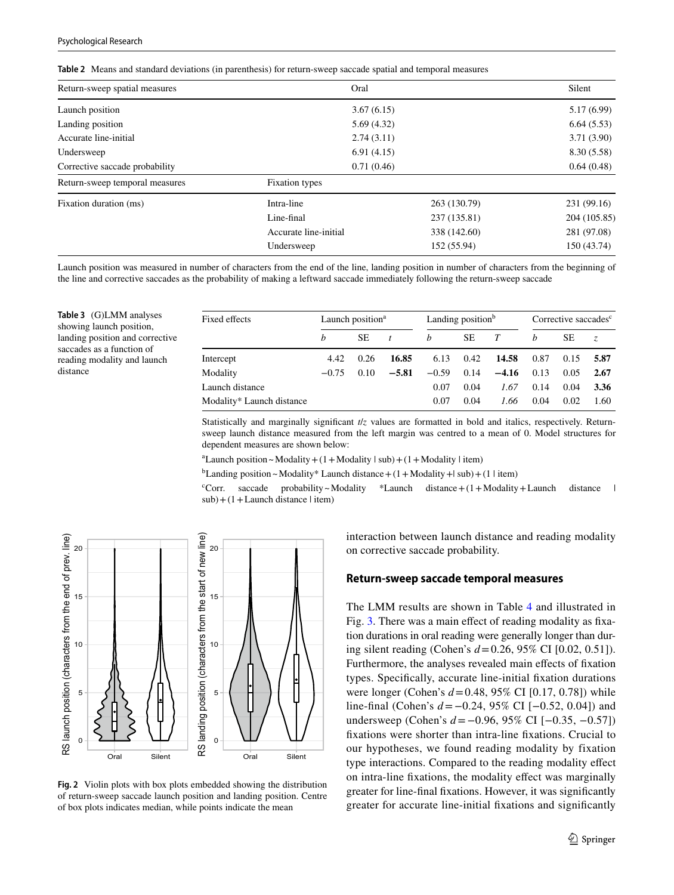**Table 2** Means and standard deviations (in parenthesis) for return-sweep saccade spatial and temporal measures

| Return-sweep spatial measures | | Oral | Silent |
|---|---|---|---|
| Launch position | | 3.67 (6.15) | 5.17 (6.99) |
| Landing position | | 5.69 (4.32) | 6.64 (5.53) |
| Accurate line-initial | | 2.74 (3.11) | 3.71 (3.90) |
| Undersweep | | 6.91 (4.15) | 8.30 (5.58) |
| Corrective saccade probability | | 0.71 (0.46) | 0.64 (0.48) |
| **Return-sweep temporal measures** | **Fixation types** | | |
| Fixation duration (ms) | Intra-line | 263 (130.79) | 231 (99.16) |
| | Line-final | 237 (135.81) | 204 (105.85) |
| | Accurate line-initial | 338 (142.60) | 281 (97.08) |
| | Undersweep | 152 (55.94) | 150 (43.74) |

Launch position was measured in number of characters from the end of the line, landing position in number of characters from the beginning of the line and corrective saccades as the probability of making a leftward saccade immediately following the return-sweep saccade

**Table 3** (G)LMM analyses showing launch position, landing position and corrective saccades as a function of reading modality and launch distance

| Fixed effects | Launch position[a] | | | Landing position[b] | | | Corrective saccades[c] | | |
|---|---|---|---|---|---|---|---|---|---|
| | $b$ | SE | $t$ | $b$ | SE | $T$ | $b$ | SE | $z$ |
| Intercept | 4.42 | 0.26 | **16.85** | 6.13 | 0.42 | **14.58** | 0.87 | 0.15 | **5.87** |
| Modality | −0.75 | 0.10 | **−5.81** | −0.59 | 0.14 | **−4.16** | 0.13 | 0.05 | **2.67** |
| Launch distance | | | | 0.07 | 0.04 | *1.67* | 0.14 | 0.04 | **3.36** |
| Modality* Launch distance | | | | 0.07 | 0.04 | *1.66* | 0.04 | 0.02 | 1.60 |

Statistically and marginally significant $t/z$ values are formatted in bold and italics, respectively. Return-sweep launch distance measured from the left margin was centred to a mean of 0. Model structures for dependent measures are shown below:

[a]Launch position ~ Modality + (1 + Modality | sub) + (1 + Modality | item)

[b]Landing position ~ Modality* Launch distance + (1 + Modality +| sub) + (1 | item)

[c]Corr. saccade probability ~ Modality *Launch distance + (1 + Modality + Launch distance | sub) + (1 + Launch distance | item)

**Fig. 2** Violin plots with box plots embedded showing the distribution of return-sweep saccade launch position and landing position. Centre of box plots indicates median, while points indicate the mean

interaction between launch distance and reading modality on corrective saccade probability.

## Return-sweep saccade temporal measures

The LMM results are shown in Table 4 and illustrated in Fig. 3. There was a main effect of reading modality as fixation durations in oral reading were generally longer than during silent reading (Cohen's $d = 0.26$, 95% CI [0.02, 0.51]). Furthermore, the analyses revealed main effects of fixation types. Specifically, accurate line-initial fixation durations were longer (Cohen's $d = 0.48$, 95% CI [0.17, 0.78]) while line-final (Cohen's $d = -0.24$, 95% CI [−0.52, 0.04]) and undersweep (Cohen's $d = -0.96$, 95% CI [−0.35, −0.57]) fixations were shorter than intra-line fixations. Crucial to our hypotheses, we found reading modality by fixation type interactions. Compared to the reading modality effect on intra-line fixations, the modality effect was marginally greater for line-final fixations. However, it was significantly greater for accurate line-initial fixations and significantly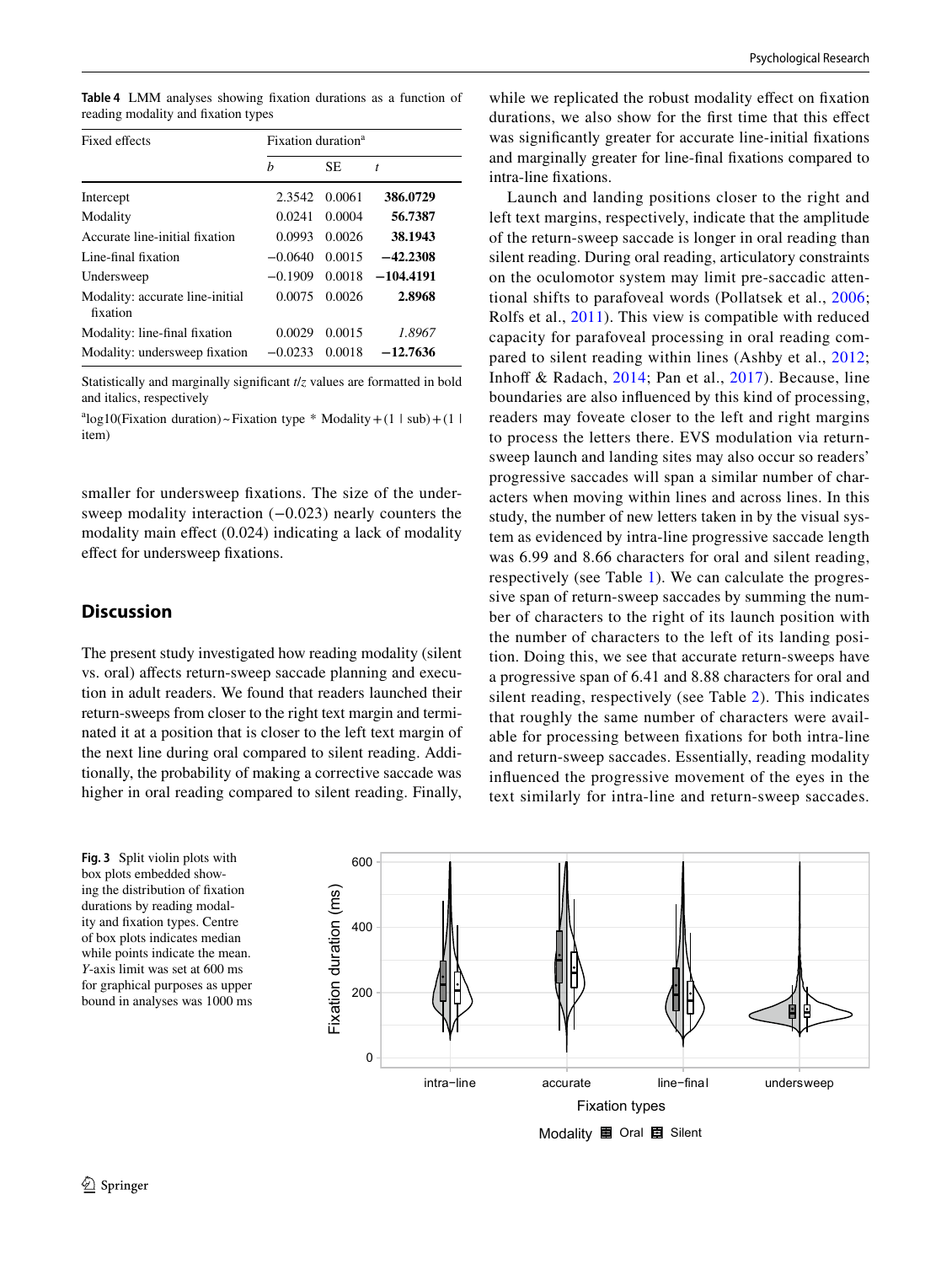**Table 4** LMM analyses showing fixation durations as a function of reading modality and fixation types

| Fixed effects | Fixation duration[a] | | |
|---|---|---|---|
| | *b* | SE | *t* |
| Intercept | 2.3542 | 0.0061 | **386.0729** |
| Modality | 0.0241 | 0.0004 | **56.7387** |
| Accurate line-initial fixation | 0.0993 | 0.0026 | **38.1943** |
| Line-final fixation | −0.0640 | 0.0015 | **−42.2308** |
| Undersweep | −0.1909 | 0.0018 | **−104.4191** |
| Modality: accurate line-initial fixation | 0.0075 | 0.0026 | **2.8968** |
| Modality: line-final fixation | 0.0029 | 0.0015 | *1.8967* |
| Modality: undersweep fixation | −0.0233 | 0.0018 | **−12.7636** |

Statistically and marginally significant *t*/*z* values are formatted in bold and italics, respectively

[a]log10(Fixation duration) ~ Fixation type * Modality + (1 | sub) + (1 | item)

smaller for undersweep fixations. The size of the undersweep modality interaction (−0.023) nearly counters the modality main effect (0.024) indicating a lack of modality effect for undersweep fixations.

## Discussion

The present study investigated how reading modality (silent vs. oral) affects return-sweep saccade planning and execution in adult readers. We found that readers launched their return-sweeps from closer to the right text margin and terminated it at a position that is closer to the left text margin of the next line during oral compared to silent reading. Additionally, the probability of making a corrective saccade was higher in oral reading compared to silent reading. Finally, while we replicated the robust modality effect on fixation durations, we also show for the first time that this effect was significantly greater for accurate line-initial fixations and marginally greater for line-final fixations compared to intra-line fixations.

Launch and landing positions closer to the right and left text margins, respectively, indicate that the amplitude of the return-sweep saccade is longer in oral reading than silent reading. During oral reading, articulatory constraints on the oculomotor system may limit pre-saccadic attentional shifts to parafoveal words (Pollatsek et al., 2006; Rolfs et al., 2011). This view is compatible with reduced capacity for parafoveal processing in oral reading compared to silent reading within lines (Ashby et al., 2012; Inhoff & Radach, 2014; Pan et al., 2017). Because, line boundaries are also influenced by this kind of processing, readers may foveate closer to the left and right margins to process the letters there. EVS modulation via return-sweep launch and landing sites may also occur so readers' progressive saccades will span a similar number of characters when moving within lines and across lines. In this study, the number of new letters taken in by the visual system as evidenced by intra-line progressive saccade length was 6.99 and 8.66 characters for oral and silent reading, respectively (see Table 1). We can calculate the progressive span of return-sweep saccades by summing the number of characters to the right of its launch position with the number of characters to the left of its landing position. Doing this, we see that accurate return-sweeps have a progressive span of 6.41 and 8.88 characters for oral and silent reading, respectively (see Table 2). This indicates that roughly the same number of characters were available for processing between fixations for both intra-line and return-sweep saccades. Essentially, reading modality influenced the progressive movement of the eyes in the text similarly for intra-line and return-sweep saccades.

**Fig. 3** Split violin plots with box plots embedded showing the distribution of fixation durations by reading modality and fixation types. Centre of box plots indicates median while points indicate the mean. *Y*-axis limit was set at 600 ms for graphical purposes as upper bound in analyses was 1000 ms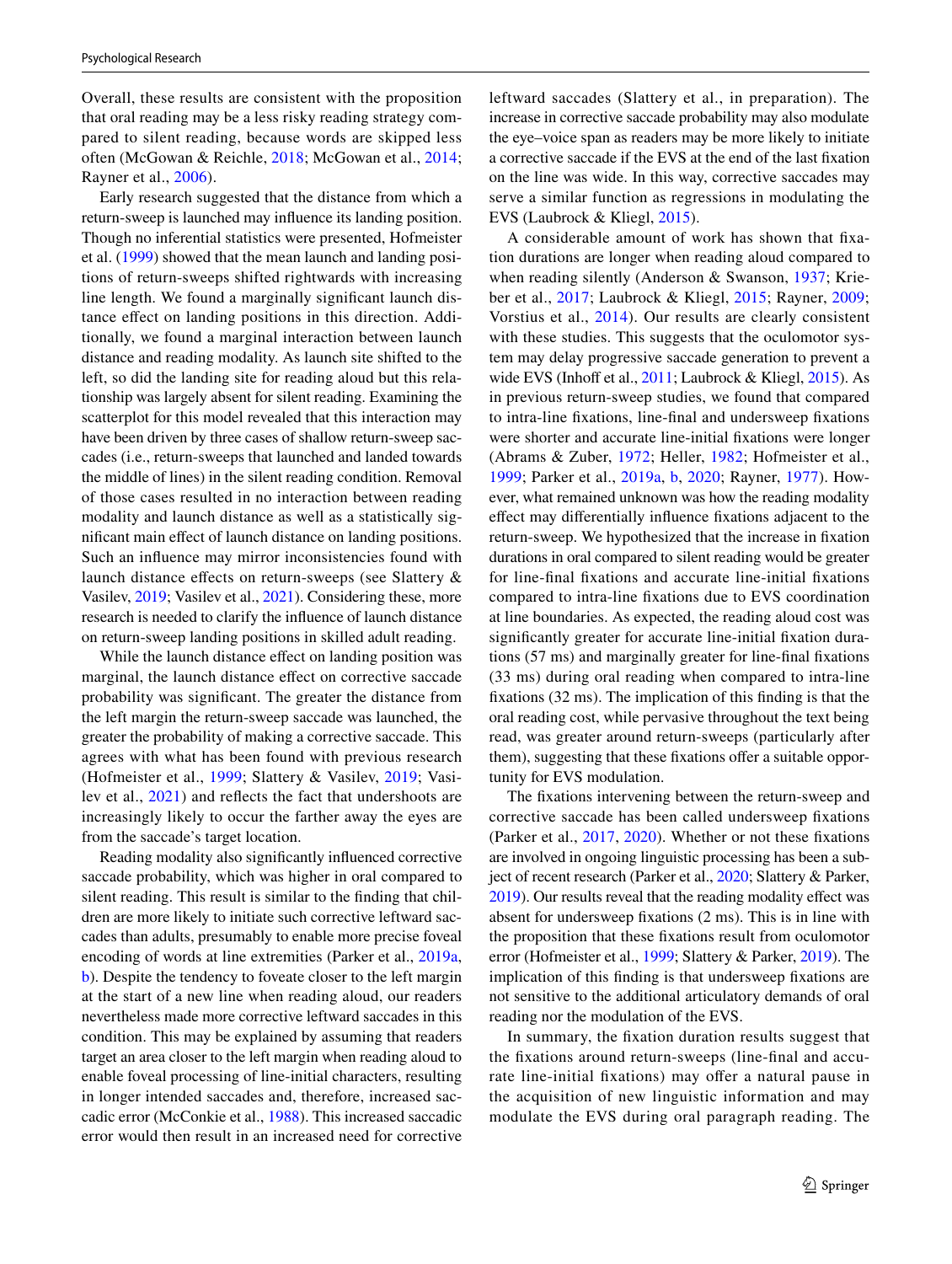Overall, these results are consistent with the proposition that oral reading may be a less risky reading strategy compared to silent reading, because words are skipped less often (McGowan & Reichle, 2018; McGowan et al., 2014; Rayner et al., 2006).

Early research suggested that the distance from which a return-sweep is launched may influence its landing position. Though no inferential statistics were presented, Hofmeister et al. (1999) showed that the mean launch and landing positions of return-sweeps shifted rightwards with increasing line length. We found a marginally significant launch distance effect on landing positions in this direction. Additionally, we found a marginal interaction between launch distance and reading modality. As launch site shifted to the left, so did the landing site for reading aloud but this relationship was largely absent for silent reading. Examining the scatterplot for this model revealed that this interaction may have been driven by three cases of shallow return-sweep saccades (i.e., return-sweeps that launched and landed towards the middle of lines) in the silent reading condition. Removal of those cases resulted in no interaction between reading modality and launch distance as well as a statistically significant main effect of launch distance on landing positions. Such an influence may mirror inconsistencies found with launch distance effects on return-sweeps (see Slattery & Vasilev, 2019; Vasilev et al., 2021). Considering these, more research is needed to clarify the influence of launch distance on return-sweep landing positions in skilled adult reading.

While the launch distance effect on landing position was marginal, the launch distance effect on corrective saccade probability was significant. The greater the distance from the left margin the return-sweep saccade was launched, the greater the probability of making a corrective saccade. This agrees with what has been found with previous research (Hofmeister et al., 1999; Slattery & Vasilev, 2019; Vasilev et al., 2021) and reflects the fact that undershoots are increasingly likely to occur the farther away the eyes are from the saccade's target location.

Reading modality also significantly influenced corrective saccade probability, which was higher in oral compared to silent reading. This result is similar to the finding that children are more likely to initiate such corrective leftward saccades than adults, presumably to enable more precise foveal encoding of words at line extremities (Parker et al., 2019a, b). Despite the tendency to foveate closer to the left margin at the start of a new line when reading aloud, our readers nevertheless made more corrective leftward saccades in this condition. This may be explained by assuming that readers target an area closer to the left margin when reading aloud to enable foveal processing of line-initial characters, resulting in longer intended saccades and, therefore, increased saccadic error (McConkie et al., 1988). This increased saccadic error would then result in an increased need for corrective leftward saccades (Slattery et al., in preparation). The increase in corrective saccade probability may also modulate the eye–voice span as readers may be more likely to initiate a corrective saccade if the EVS at the end of the last fixation on the line was wide. In this way, corrective saccades may serve a similar function as regressions in modulating the EVS (Laubrock & Kliegl, 2015).

A considerable amount of work has shown that fixation durations are longer when reading aloud compared to when reading silently (Anderson & Swanson, 1937; Krieber et al., 2017; Laubrock & Kliegl, 2015; Rayner, 2009; Vorstius et al., 2014). Our results are clearly consistent with these studies. This suggests that the oculomotor system may delay progressive saccade generation to prevent a wide EVS (Inhoff et al., 2011; Laubrock & Kliegl, 2015). As in previous return-sweep studies, we found that compared to intra-line fixations, line-final and undersweep fixations were shorter and accurate line-initial fixations were longer (Abrams & Zuber, 1972; Heller, 1982; Hofmeister et al., 1999; Parker et al., 2019a, b, 2020; Rayner, 1977). However, what remained unknown was how the reading modality effect may differentially influence fixations adjacent to the return-sweep. We hypothesized that the increase in fixation durations in oral compared to silent reading would be greater for line-final fixations and accurate line-initial fixations compared to intra-line fixations due to EVS coordination at line boundaries. As expected, the reading aloud cost was significantly greater for accurate line-initial fixation durations (57 ms) and marginally greater for line-final fixations (33 ms) during oral reading when compared to intra-line fixations (32 ms). The implication of this finding is that the oral reading cost, while pervasive throughout the text being read, was greater around return-sweeps (particularly after them), suggesting that these fixations offer a suitable opportunity for EVS modulation.

The fixations intervening between the return-sweep and corrective saccade has been called undersweep fixations (Parker et al., 2017, 2020). Whether or not these fixations are involved in ongoing linguistic processing has been a subject of recent research (Parker et al., 2020; Slattery & Parker, 2019). Our results reveal that the reading modality effect was absent for undersweep fixations (2 ms). This is in line with the proposition that these fixations result from oculomotor error (Hofmeister et al., 1999; Slattery & Parker, 2019). The implication of this finding is that undersweep fixations are not sensitive to the additional articulatory demands of oral reading nor the modulation of the EVS.

In summary, the fixation duration results suggest that the fixations around return-sweeps (line-final and accurate line-initial fixations) may offer a natural pause in the acquisition of new linguistic information and may modulate the EVS during oral paragraph reading. The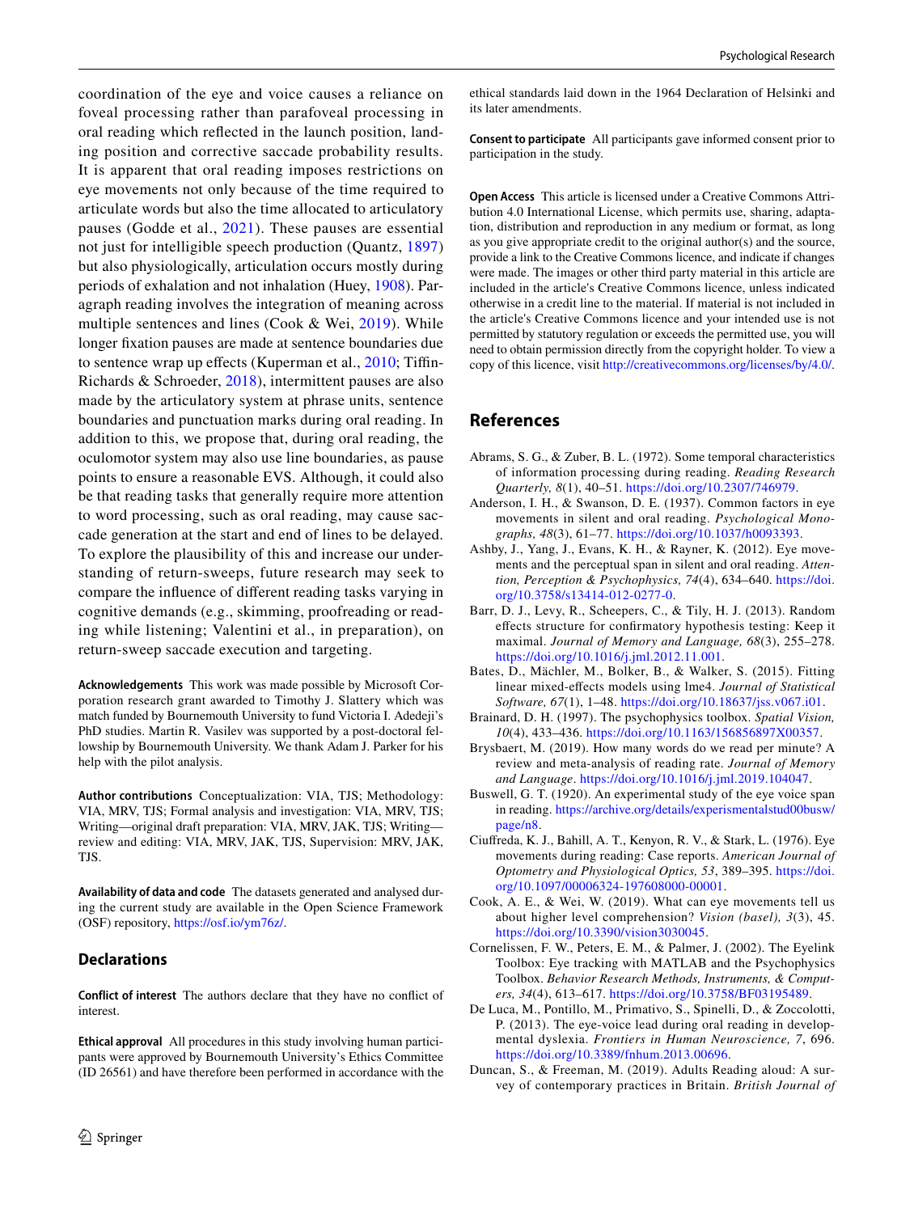coordination of the eye and voice causes a reliance on foveal processing rather than parafoveal processing in oral reading which reflected in the launch position, landing position and corrective saccade probability results. It is apparent that oral reading imposes restrictions on eye movements not only because of the time required to articulate words but also the time allocated to articulatory pauses (Godde et al., 2021). These pauses are essential not just for intelligible speech production (Quantz, 1897) but also physiologically, articulation occurs mostly during periods of exhalation and not inhalation (Huey, 1908). Paragraph reading involves the integration of meaning across multiple sentences and lines (Cook & Wei, 2019). While longer fixation pauses are made at sentence boundaries due to sentence wrap up effects (Kuperman et al., 2010; Tiffin-Richards & Schroeder, 2018), intermittent pauses are also made by the articulatory system at phrase units, sentence boundaries and punctuation marks during oral reading. In addition to this, we propose that, during oral reading, the oculomotor system may also use line boundaries, as pause points to ensure a reasonable EVS. Although, it could also be that reading tasks that generally require more attention to word processing, such as oral reading, may cause saccade generation at the start and end of lines to be delayed. To explore the plausibility of this and increase our understanding of return-sweeps, future research may seek to compare the influence of different reading tasks varying in cognitive demands (e.g., skimming, proofreading or reading while listening; Valentini et al., in preparation), on return-sweep saccade execution and targeting.

**Acknowledgements** This work was made possible by Microsoft Corporation research grant awarded to Timothy J. Slattery which was match funded by Bournemouth University to fund Victoria I. Adedeji's PhD studies. Martin R. Vasilev was supported by a post-doctoral fellowship by Bournemouth University. We thank Adam J. Parker for his help with the pilot analysis.

**Author contributions** Conceptualization: VIA, TJS; Methodology: VIA, MRV, TJS; Formal analysis and investigation: VIA, MRV, TJS; Writing—original draft preparation: VIA, MRV, JAK, TJS; Writing—review and editing: VIA, MRV, JAK, TJS, Supervision: MRV, JAK, TJS.

**Availability of data and code** The datasets generated and analysed during the current study are available in the Open Science Framework (OSF) repository, https://osf.io/ym76z/.

## Declarations

**Conflict of interest** The authors declare that they have no conflict of interest.

**Ethical approval** All procedures in this study involving human participants were approved by Bournemouth University's Ethics Committee (ID 26561) and have therefore been performed in accordance with the ethical standards laid down in the 1964 Declaration of Helsinki and its later amendments.

**Consent to participate** All participants gave informed consent prior to participation in the study.

**Open Access** This article is licensed under a Creative Commons Attribution 4.0 International License, which permits use, sharing, adaptation, distribution and reproduction in any medium or format, as long as you give appropriate credit to the original author(s) and the source, provide a link to the Creative Commons licence, and indicate if changes were made. The images or other third party material in this article are included in the article's Creative Commons licence, unless indicated otherwise in a credit line to the material. If material is not included in the article's Creative Commons licence and your intended use is not permitted by statutory regulation or exceeds the permitted use, you will need to obtain permission directly from the copyright holder. To view a copy of this licence, visit http://creativecommons.org/licenses/by/4.0/.

## References

Abrams, S. G., & Zuber, B. L. (1972). Some temporal characteristics of information processing during reading. *Reading Research Quarterly, 8*(1), 40–51. https://doi.org/10.2307/746979.

Anderson, I. H., & Swanson, D. E. (1937). Common factors in eye movements in silent and oral reading. *Psychological Monographs, 48*(3), 61–77. https://doi.org/10.1037/h0093393.

Ashby, J., Yang, J., Evans, K. H., & Rayner, K. (2012). Eye movements and the perceptual span in silent and oral reading. *Attention, Perception & Psychophysics, 74*(4), 634–640. https://doi.org/10.3758/s13414-012-0277-0.

Barr, D. J., Levy, R., Scheepers, C., & Tily, H. J. (2013). Random effects structure for confirmatory hypothesis testing: Keep it maximal. *Journal of Memory and Language, 68*(3), 255–278. https://doi.org/10.1016/j.jml.2012.11.001.

Bates, D., Mächler, M., Bolker, B., & Walker, S. (2015). Fitting linear mixed-effects models using lme4. *Journal of Statistical Software, 67*(1), 1–48. https://doi.org/10.18637/jss.v067.i01.

Brainard, D. H. (1997). The psychophysics toolbox. *Spatial Vision, 10*(4), 433–436. https://doi.org/10.1163/156856897X00357.

Brysbaert, M. (2019). How many words do we read per minute? A review and meta-analysis of reading rate. *Journal of Memory and Language*. https://doi.org/10.1016/j.jml.2019.104047.

Buswell, G. T. (1920). An experimental study of the eye voice span in reading. https://archive.org/details/experimentalstud00busw/page/n8.

Ciuffreda, K. J., Bahill, A. T., Kenyon, R. V., & Stark, L. (1976). Eye movements during reading: Case reports. *American Journal of Optometry and Physiological Optics, 53*, 389–395. https://doi.org/10.1097/00006324-197608000-00001.

Cook, A. E., & Wei, W. (2019). What can eye movements tell us about higher level comprehension? *Vision (basel), 3*(3), 45. https://doi.org/10.3390/vision3030045.

Cornelissen, F. W., Peters, E. M., & Palmer, J. (2002). The Eyelink Toolbox: Eye tracking with MATLAB and the Psychophysics Toolbox. *Behavior Research Methods, Instruments, & Computers, 34*(4), 613–617. https://doi.org/10.3758/BF03195489.

De Luca, M., Pontillo, M., Primativo, S., Spinelli, D., & Zoccolotti, P. (2013). The eye-voice lead during oral reading in developmental dyslexia. *Frontiers in Human Neuroscience, 7*, 696. https://doi.org/10.3389/fnhum.2013.00696.

Duncan, S., & Freeman, M. (2019). Adults Reading aloud: A survey of contemporary practices in Britain. *British Journal of*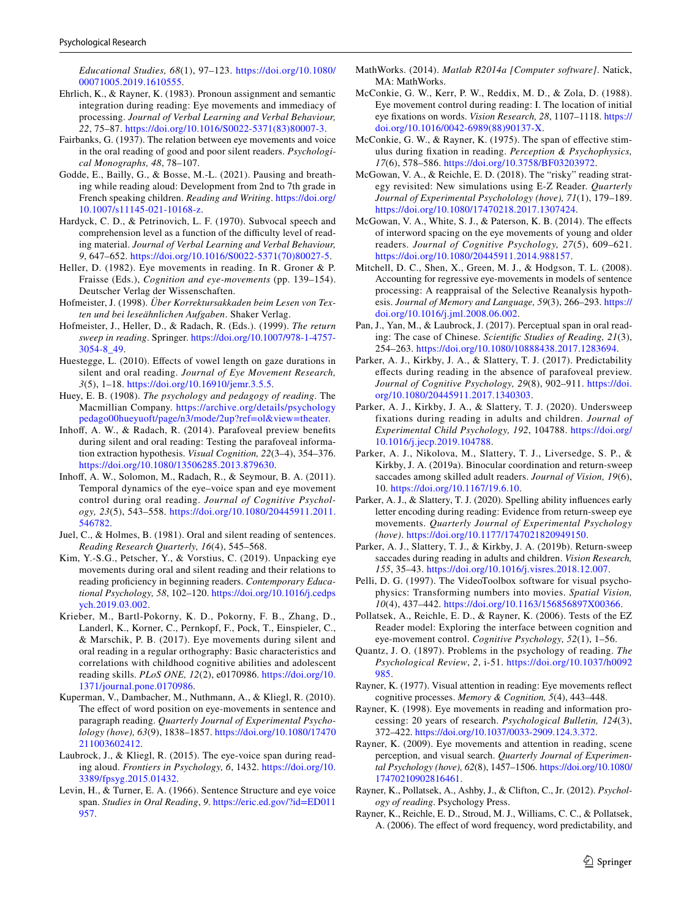*Educational Studies, 68*(1), 97–123. https://doi.org/10.1080/00071005.2019.1610555.

Ehrlich, K., & Rayner, K. (1983). Pronoun assignment and semantic integration during reading: Eye movements and immediacy of processing. *Journal of Verbal Learning and Verbal Behaviour, 22*, 75–87. https://doi.org/10.1016/S0022-5371(83)80007-3.

Fairbanks, G. (1937). The relation between eye movements and voice in the oral reading of good and poor silent readers. *Psychological Monographs, 48*, 78–107.

Godde, E., Bailly, G., & Bosse, M.-L. (2021). Pausing and breathing while reading aloud: Development from 2nd to 7th grade in French speaking children. *Reading and Writing*. https://doi.org/10.1007/s11145-021-10168-z.

Hardyck, C. D., & Petrinovich, L. F. (1970). Subvocal speech and comprehension level as a function of the difficulty level of reading material. *Journal of Verbal Learning and Verbal Behaviour, 9*, 647–652. https://doi.org/10.1016/S0022-5371(70)80027-5.

Heller, D. (1982). Eye movements in reading. In R. Groner & P. Fraisse (Eds.), *Cognition and eye-movements* (pp. 139–154). Deutscher Verlag der Wissenschaften.

Hofmeister, J. (1998). *Über Korrektursakkaden beim Lesen von Texten und bei leseähnlichen Aufgaben*. Shaker Verlag.

Hofmeister, J., Heller, D., & Radach, R. (Eds.). (1999). *The return sweep in reading*. Springer. https://doi.org/10.1007/978-1-4757-3054-8_49.

Huestegge, L. (2010). Effects of vowel length on gaze durations in silent and oral reading. *Journal of Eye Movement Research, 3*(5), 1–18. https://doi.org/10.16910/jemr.3.5.5.

Huey, E. B. (1908). *The psychology and pedagogy of reading*. The Macmillian Company. https://archive.org/details/psychologypedago00hueyuoft/page/n3/mode/2up?ref=ol&view=theater.

Inhoff, A. W., & Radach, R. (2014). Parafoveal preview benefits during silent and oral reading: Testing the parafoveal information extraction hypothesis. *Visual Cognition, 22*(3–4), 354–376. https://doi.org/10.1080/13506285.2013.879630.

Inhoff, A. W., Solomon, M., Radach, R., & Seymour, B. A. (2011). Temporal dynamics of the eye–voice span and eye movement control during oral reading. *Journal of Cognitive Psychology, 23*(5), 543–558. https://doi.org/10.1080/20445911.2011.546782.

Juel, C., & Holmes, B. (1981). Oral and silent reading of sentences. *Reading Research Quarterly, 16*(4), 545–568.

Kim, Y.-S.G., Petscher, Y., & Vorstius, C. (2019). Unpacking eye movements during oral and silent reading and their relations to reading proficiency in beginning readers. *Contemporary Educational Psychology, 58*, 102–120. https://doi.org/10.1016/j.cedpsych.2019.03.002.

Krieber, M., Bartl-Pokorny, K. D., Pokorny, F. B., Zhang, D., Landerl, K., Korner, C., Pernkopf, F., Pock, T., Einspieler, C., & Marschik, P. B. (2017). Eye movements during silent and oral reading in a regular orthography: Basic characteristics and correlations with childhood cognitive abilities and adolescent reading skills. *PLoS ONE, 12*(2), e0170986. https://doi.org/10.1371/journal.pone.0170986.

Kuperman, V., Dambacher, M., Nuthmann, A., & Kliegl, R. (2010). The effect of word position on eye-movements in sentence and paragraph reading. *Quarterly Journal of Experimental Psychology (hove), 63*(9), 1838–1857. https://doi.org/10.1080/17470211003602412.

Laubrock, J., & Kliegl, R. (2015). The eye-voice span during reading aloud. *Frontiers in Psychology, 6*, 1432. https://doi.org/10.3389/fpsyg.2015.01432.

Levin, H., & Turner, E. A. (1966). Sentence Structure and eye voice span. *Studies in Oral Reading, 9*. https://eric.ed.gov/?id=ED011957.

MathWorks. (2014). *Matlab R2014a [Computer software]*. Natick, MA: MathWorks.

McConkie, G. W., Kerr, P. W., Reddix, M. D., & Zola, D. (1988). Eye movement control during reading: I. The location of initial eye fixations on words. *Vision Research, 28*, 1107–1118. https://doi.org/10.1016/0042-6989(88)90137-X.

McConkie, G. W., & Rayner, K. (1975). The span of effective stimulus during fixation in reading. *Perception & Psychophysics, 17*(6), 578–586. https://doi.org/10.3758/BF03203972.

McGowan, V. A., & Reichle, E. D. (2018). The "risky" reading strategy revisited: New simulations using E-Z Reader. *Quarterly Journal of Experimental Psycholology (hove), 71*(1), 179–189. https://doi.org/10.1080/17470218.2017.1307424.

McGowan, V. A., White, S. J., & Paterson, K. B. (2014). The effects of interword spacing on the eye movements of young and older readers. *Journal of Cognitive Psychology, 27*(5), 609–621. https://doi.org/10.1080/20445911.2014.988157.

Mitchell, D. C., Shen, X., Green, M. J., & Hodgson, T. L. (2008). Accounting for regressive eye-movements in models of sentence processing: A reappraisal of the Selective Reanalysis hypothesis. *Journal of Memory and Language, 59*(3), 266–293. https://doi.org/10.1016/j.jml.2008.06.002.

Pan, J., Yan, M., & Laubrock, J. (2017). Perceptual span in oral reading: The case of Chinese. *Scientific Studies of Reading, 21*(3), 254–263. https://doi.org/10.1080/10888438.2017.1283694.

Parker, A. J., Kirkby, J. A., & Slattery, T. J. (2017). Predictability effects during reading in the absence of parafoveal preview. *Journal of Cognitive Psychology, 29*(8), 902–911. https://doi.org/10.1080/20445911.2017.1340303.

Parker, A. J., Kirkby, J. A., & Slattery, T. J. (2020). Undersweep fixations during reading in adults and children. *Journal of Experimental Child Psychology, 192*, 104788. https://doi.org/10.1016/j.jecp.2019.104788.

Parker, A. J., Nikolova, M., Slattery, T. J., Liversedge, S. P., & Kirkby, J. A. (2019a). Binocular coordination and return-sweep saccades among skilled adult readers. *Journal of Vision, 19*(6), 10. https://doi.org/10.1167/19.6.10.

Parker, A. J., & Slattery, T. J. (2020). Spelling ability influences early letter encoding during reading: Evidence from return-sweep eye movements. *Quarterly Journal of Experimental Psychology (hove)*. https://doi.org/10.1177/1747021820949150.

Parker, A. J., Slattery, T. J., & Kirkby, J. A. (2019b). Return-sweep saccades during reading in adults and children. *Vision Research, 155*, 35–43. https://doi.org/10.1016/j.visres.2018.12.007.

Pelli, D. G. (1997). The VideoToolbox software for visual psychophysics: Transforming numbers into movies. *Spatial Vision, 10*(4), 437–442. https://doi.org/10.1163/156856897X00366.

Pollatsek, A., Reichle, E. D., & Rayner, K. (2006). Tests of the EZ Reader model: Exploring the interface between cognition and eye-movement control. *Cognitive Psychology, 52*(1), 1–56.

Quantz, J. O. (1897). Problems in the psychology of reading. *The Psychological Review, 2*, i-51. https://doi.org/10.1037/h0092985.

Rayner, K. (1977). Visual attention in reading: Eye movements reflect cognitive processes. *Memory & Cognition, 5*(4), 443–448.

Rayner, K. (1998). Eye movements in reading and information processing: 20 years of research. *Psychological Bulletin, 124*(3), 372–422. https://doi.org/10.1037/0033-2909.124.3.372.

Rayner, K. (2009). Eye movements and attention in reading, scene perception, and visual search. *Quarterly Journal of Experimental Psychology (hove), 62*(8), 1457–1506. https://doi.org/10.1080/17470210902816461.

Rayner, K., Pollatsek, A., Ashby, J., & Clifton, C., Jr. (2012). *Psychology of reading*. Psychology Press.

Rayner, K., Reichle, E. D., Stroud, M. J., Williams, C. C., & Pollatsek, A. (2006). The effect of word frequency, word predictability, and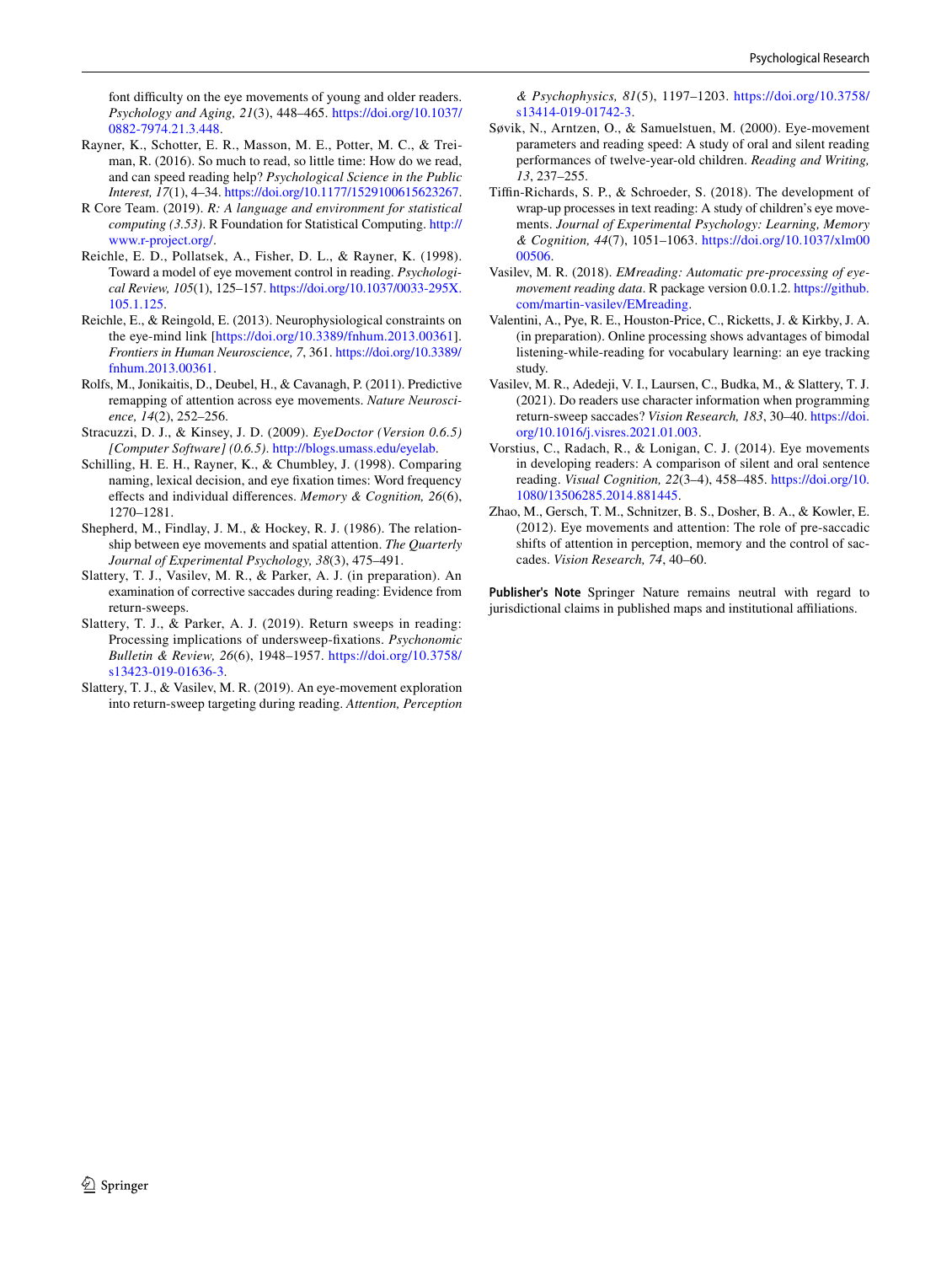font difficulty on the eye movements of young and older readers. *Psychology and Aging, 21*(3), 448–465. https://doi.org/10.1037/0882-7974.21.3.448.

Rayner, K., Schotter, E. R., Masson, M. E., Potter, M. C., & Treiman, R. (2016). So much to read, so little time: How do we read, and can speed reading help? *Psychological Science in the Public Interest, 17*(1), 4–34. https://doi.org/10.1177/1529100615623267.

R Core Team. (2019). *R: A language and environment for statistical computing (3.53)*. R Foundation for Statistical Computing. http://www.r-project.org/.

Reichle, E. D., Pollatsek, A., Fisher, D. L., & Rayner, K. (1998). Toward a model of eye movement control in reading. *Psychological Review, 105*(1), 125–157. https://doi.org/10.1037/0033-295X.105.1.125.

Reichle, E., & Reingold, E. (2013). Neurophysiological constraints on the eye-mind link [https://doi.org/10.3389/fnhum.2013.00361]. *Frontiers in Human Neuroscience, 7*, 361. https://doi.org/10.3389/fnhum.2013.00361.

Rolfs, M., Jonikaitis, D., Deubel, H., & Cavanagh, P. (2011). Predictive remapping of attention across eye movements. *Nature Neuroscience, 14*(2), 252–256.

Stracuzzi, D. J., & Kinsey, J. D. (2009). *EyeDoctor (Version 0.6.5) [Computer Software] (0.6.5)*. http://blogs.umass.edu/eyelab.

Schilling, H. E. H., Rayner, K., & Chumbley, J. (1998). Comparing naming, lexical decision, and eye fixation times: Word frequency effects and individual differences. *Memory & Cognition, 26*(6), 1270–1281.

Shepherd, M., Findlay, J. M., & Hockey, R. J. (1986). The relationship between eye movements and spatial attention. *The Quarterly Journal of Experimental Psychology, 38*(3), 475–491.

Slattery, T. J., Vasilev, M. R., & Parker, A. J. (in preparation). An examination of corrective saccades during reading: Evidence from return-sweeps.

Slattery, T. J., & Parker, A. J. (2019). Return sweeps in reading: Processing implications of undersweep-fixations. *Psychonomic Bulletin & Review, 26*(6), 1948–1957. https://doi.org/10.3758/s13423-019-01636-3.

Slattery, T. J., & Vasilev, M. R. (2019). An eye-movement exploration into return-sweep targeting during reading. *Attention, Perception & Psychophysics, 81*(5), 1197–1203. https://doi.org/10.3758/s13414-019-01742-3.

Søvik, N., Arntzen, O., & Samuelstuen, M. (2000). Eye-movement parameters and reading speed: A study of oral and silent reading performances of twelve-year-old children. *Reading and Writing, 13*, 237–255.

Tiffin-Richards, S. P., & Schroeder, S. (2018). The development of wrap-up processes in text reading: A study of children's eye movements. *Journal of Experimental Psychology: Learning, Memory & Cognition, 44*(7), 1051–1063. https://doi.org/10.1037/xlm0000506.

Vasilev, M. R. (2018). *EMreading: Automatic pre-processing of eye-movement reading data*. R package version 0.0.1.2. https://github.com/martin-vasilev/EMreading.

Valentini, A., Pye, R. E., Houston-Price, C., Ricketts, J. & Kirkby, J. A. (in preparation). Online processing shows advantages of bimodal listening-while-reading for vocabulary learning: an eye tracking study.

Vasilev, M. R., Adedeji, V. I., Laursen, C., Budka, M., & Slattery, T. J. (2021). Do readers use character information when programming return-sweep saccades? *Vision Research, 183*, 30–40. https://doi.org/10.1016/j.visres.2021.01.003.

Vorstius, C., Radach, R., & Lonigan, C. J. (2014). Eye movements in developing readers: A comparison of silent and oral sentence reading. *Visual Cognition, 22*(3–4), 458–485. https://doi.org/10.1080/13506285.2014.881445.

Zhao, M., Gersch, T. M., Schnitzer, B. S., Dosher, B. A., & Kowler, E. (2012). Eye movements and attention: The role of pre-saccadic shifts of attention in perception, memory and the control of saccades. *Vision Research, 74*, 40–60.

**Publisher's Note** Springer Nature remains neutral with regard to jurisdictional claims in published maps and institutional affiliations.